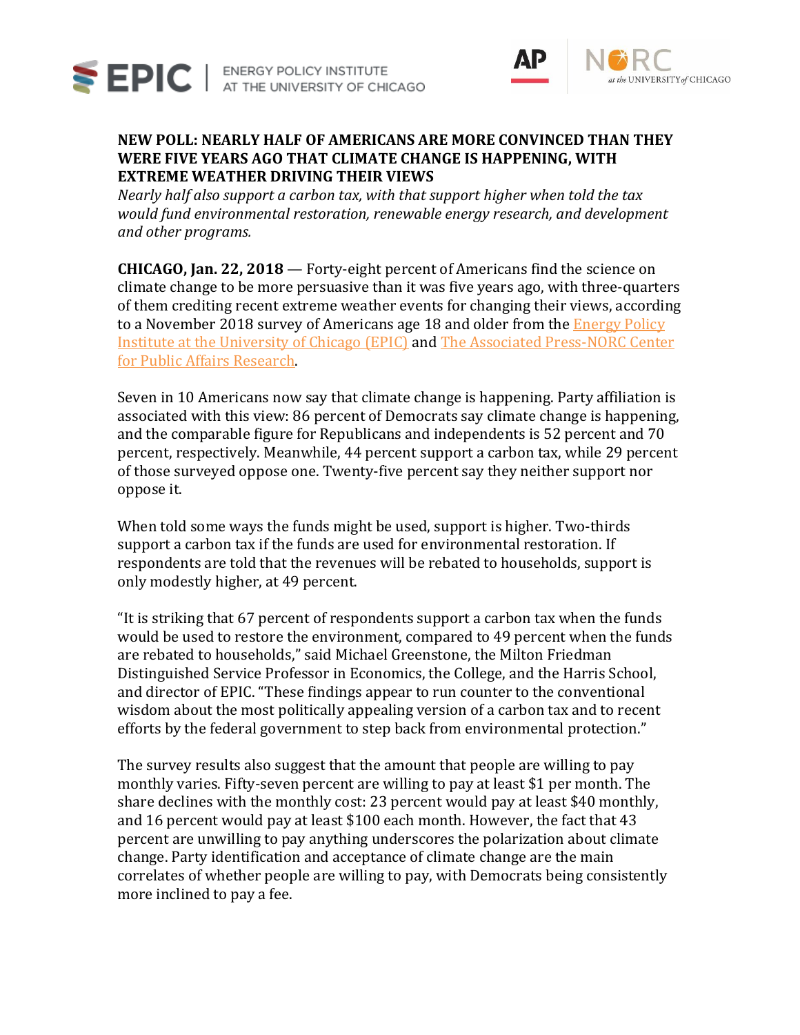**NEW POLL: NEARLY HALF OF AMERICANS ARE MORE CONVINCED THAN THEY WERE FIVE YEARS AGO THAT CLIMATE CHANGE IS HAPPENING, WITH EXTREME WEATHER DRIVING THEIR VIEWS**

*Nearly half also support a carbon tax, with that support higher when told the tax would fund environmental restoration, renewable energy research, and development and other programs.*

**CHICAGO, Jan. 22, 2018** — Forty-eight percent of Americans find the science on climate change to be more persuasive than it was five years ago, with three-quarters of them crediting recent extreme weather events for changing their views, according to a November 2018 survey of Americans age 18 and older from the Energy Policy Institute at the University of Chicago (EPIC) and The Associated Press-NORC Center for Public Affairs Research.

Seven in 10 Americans now say that climate change is happening. Party affiliation is associated with this view: 86 percent of Democrats say climate change is happening, and the comparable figure for Republicans and independents is 52 percent and 70 percent, respectively. Meanwhile, 44 percent support a carbon tax, while 29 percent of those surveyed oppose one. Twenty-five percent say they neither support nor oppose it.

When told some ways the funds might be used, support is higher. Two-thirds support a carbon tax if the funds are used for environmental restoration. If respondents are told that the revenues will be rebated to households, support is only modestly higher, at 49 percent.

"It is striking that 67 percent of respondents support a carbon tax when the funds would be used to restore the environment, compared to 49 percent when the funds are rebated to households," said Michael Greenstone, the Milton Friedman Distinguished Service Professor in Economics, the College, and the Harris School, and director of EPIC. "These findings appear to run counter to the conventional wisdom about the most politically appealing version of a carbon tax and to recent efforts by the federal government to step back from environmental protection."

The survey results also suggest that the amount that people are willing to pay monthly varies. Fifty-seven percent are willing to pay at least $1 per month. The share declines with the monthly cost: 23 percent would pay at least $40 monthly, and 16 percent would pay at least $100 each month. However, the fact that 43 percent are unwilling to pay anything underscores the polarization about climate change. Party identification and acceptance of climate change are the main correlates of whether people are willing to pay, with Democrats being consistently more inclined to pay a fee.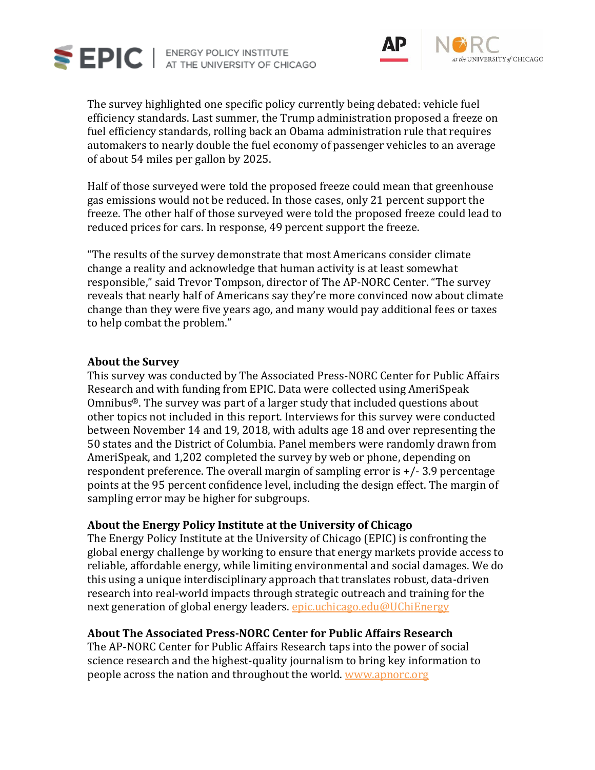The survey highlighted one specific policy currently being debated: vehicle fuel efficiency standards. Last summer, the Trump administration proposed a freeze on fuel efficiency standards, rolling back an Obama administration rule that requires automakers to nearly double the fuel economy of passenger vehicles to an average of about 54 miles per gallon by 2025.

Half of those surveyed were told the proposed freeze could mean that greenhouse gas emissions would not be reduced. In those cases, only 21 percent support the freeze. The other half of those surveyed were told the proposed freeze could lead to reduced prices for cars. In response, 49 percent support the freeze.

"The results of the survey demonstrate that most Americans consider climate change a reality and acknowledge that human activity is at least somewhat responsible," said Trevor Tompson, director of The AP-NORC Center. "The survey reveals that nearly half of Americans say they're more convinced now about climate change than they were five years ago, and many would pay additional fees or taxes to help combat the problem."

**About the Survey**

This survey was conducted by The Associated Press-NORC Center for Public Affairs Research and with funding from EPIC. Data were collected using AmeriSpeak Omnibus®. The survey was part of a larger study that included questions about other topics not included in this report. Interviews for this survey were conducted between November 14 and 19, 2018, with adults age 18 and over representing the 50 states and the District of Columbia. Panel members were randomly drawn from AmeriSpeak, and 1,202 completed the survey by web or phone, depending on respondent preference. The overall margin of sampling error is +/- 3.9 percentage points at the 95 percent confidence level, including the design effect. The margin of sampling error may be higher for subgroups.

**About the Energy Policy Institute at the University of Chicago**

The Energy Policy Institute at the University of Chicago (EPIC) is confronting the global energy challenge by working to ensure that energy markets provide access to reliable, affordable energy, while limiting environmental and social damages. We do this using a unique interdisciplinary approach that translates robust, data-driven research into real-world impacts through strategic outreach and training for the next generation of global energy leaders. epic.uchicago.edu@UChiEnergy

**About The Associated Press-NORC Center for Public Affairs Research**

The AP-NORC Center for Public Affairs Research taps into the power of social science research and the highest-quality journalism to bring key information to people across the nation and throughout the world. www.apnorc.org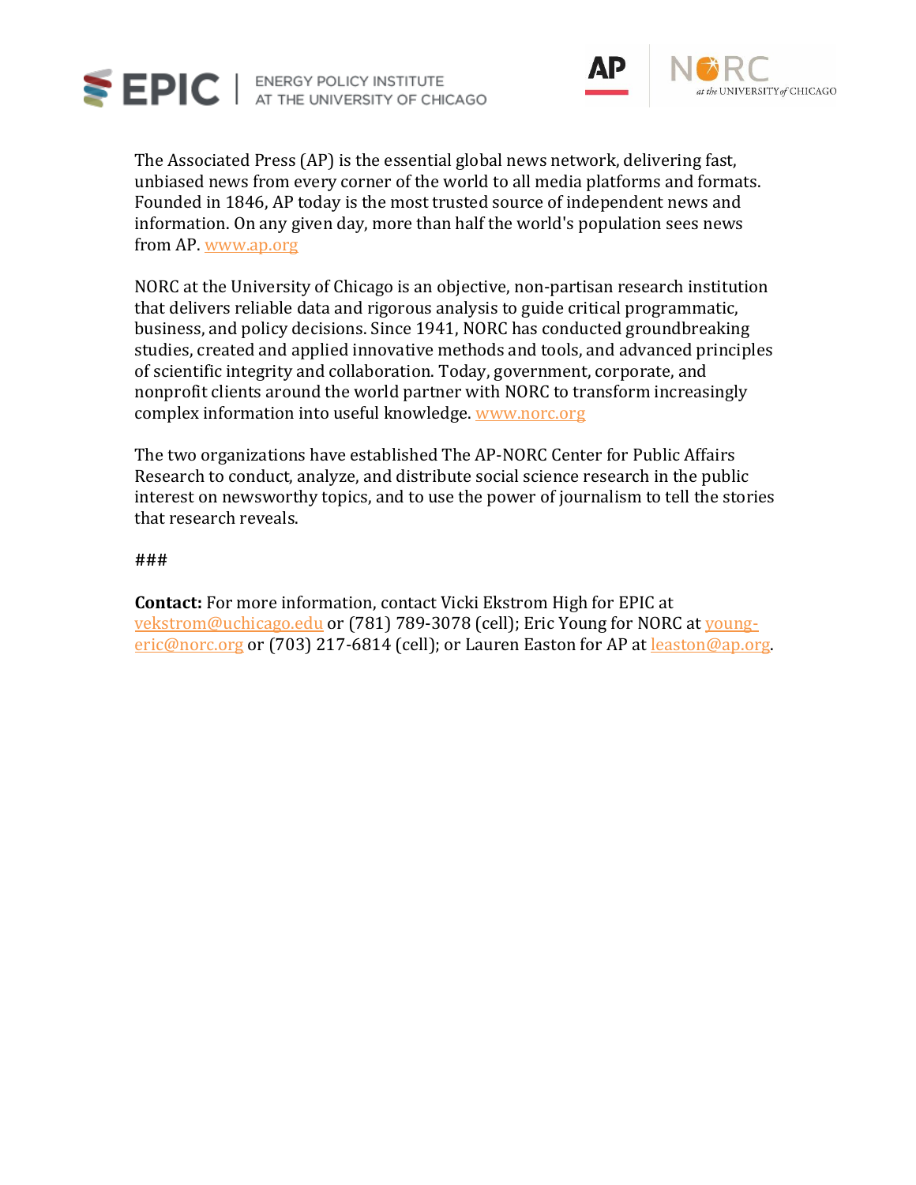The Associated Press (AP) is the essential global news network, delivering fast, unbiased news from every corner of the world to all media platforms and formats. Founded in 1846, AP today is the most trusted source of independent news and information. On any given day, more than half the world's population sees news from AP. www.ap.org

NORC at the University of Chicago is an objective, non-partisan research institution that delivers reliable data and rigorous analysis to guide critical programmatic, business, and policy decisions. Since 1941, NORC has conducted groundbreaking studies, created and applied innovative methods and tools, and advanced principles of scientific integrity and collaboration. Today, government, corporate, and nonprofit clients around the world partner with NORC to transform increasingly complex information into useful knowledge. www.norc.org

The two organizations have established The AP-NORC Center for Public Affairs Research to conduct, analyze, and distribute social science research in the public interest on newsworthy topics, and to use the power of journalism to tell the stories that research reveals.

###

**Contact:** For more information, contact Vicki Ekstrom High for EPIC at vekstrom@uchicago.edu or (781) 789-3078 (cell); Eric Young for NORC at young-eric@norc.org or (703) 217-6814 (cell); or Lauren Easton for AP at leaston@ap.org.